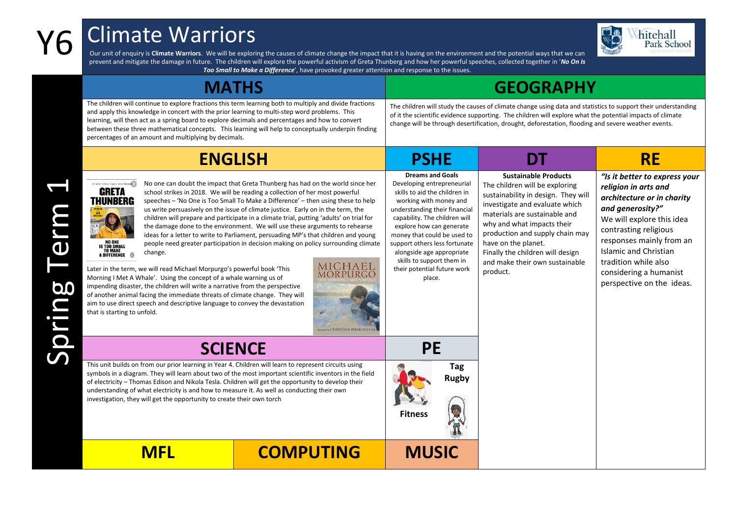# Y6 Climate Warriors

Spring Term 1

Our unit of enquiry is **Climate Warriors**. We will be exploring the causes of climate change the impact that it is having on the environment and the potential ways that we can prevent and mitigate the damage in future. The children will explore the powerful activism of Greta Thunberg and how her powerful speeches, collected together in '***No On Is Too Small to Make a Difference***', have provoked greater attention and response to the issues.

## MATHS

The children will continue to explore fractions this term learning both to multiply and divide fractions and apply this knowledge in concert with the prior learning to multi-step word problems. This learning, will then act as a spring board to explore decimals and percentages and how to convert between these three mathematical concepts. This learning will help to conceptually underpin finding percentages of an amount and multiplying by decimals.

## GEOGRAPHY

The children will study the causes of climate change using data and statistics to support their understanding of it the scientific evidence supporting. The children will explore what the potential impacts of climate change will be through desertification, drought, deforestation, flooding and severe weather events.

## ENGLISH

No one can doubt the impact that Greta Thunberg has had on the world since her school strikes in 2018. We will be reading a collection of her most powerful speeches – 'No One is Too Small To Make a Difference' – then using these to help us write persuasively on the issue of climate justice. Early on in the term, the children will prepare and participate in a climate trial, putting 'adults' on trial for the damage done to the environment. We will use these arguments to rehearse ideas for a letter to write to Parliament, persuading MP's that children and young people need greater participation in decision making on policy surrounding climate change.

Later in the term, we will read Michael Morpurgo's powerful book 'This Morning I Met A Whale'. Using the concept of a whale warning us of impending disaster, the children will write a narrative from the perspective of another animal facing the immediate threats of climate change. They will aim to use direct speech and descriptive language to convey the devastation that is starting to unfold.

## PSHE

**Dreams and Goals**

Developing entrepreneurial skills to aid the children in working with money and understanding their financial capability. The children will explore how can generate money that could be used to support others less fortunate alongside age appropriate skills to support them in their potential future work place.

## DT

**Sustainable Products**

The children will be exploring sustainability in design. They will investigate and evaluate which materials are sustainable and why and what impacts their production and supply chain may have on the planet. Finally the children will design and make their own sustainable product.

## RE

***"Is it better to express your religion in arts and architecture or in charity and generosity?"***

We will explore this idea contrasting religious responses mainly from an Islamic and Christian tradition while also considering a humanist perspective on the ideas.

## SCIENCE

This unit builds on from our prior learning in Year 4. Children will learn to represent circuits using symbols in a diagram. They will learn about two of the most important scientific inventors in the field of electricity – Thomas Edison and Nikola Tesla. Children will get the opportunity to develop their understanding of what electricity is and how to measure it. As well as conducting their own investigation, they will get the opportunity to create their own torch

## PE

**Tag Rugby**

**Fitness**

## MFL

## COMPUTING

## MUSIC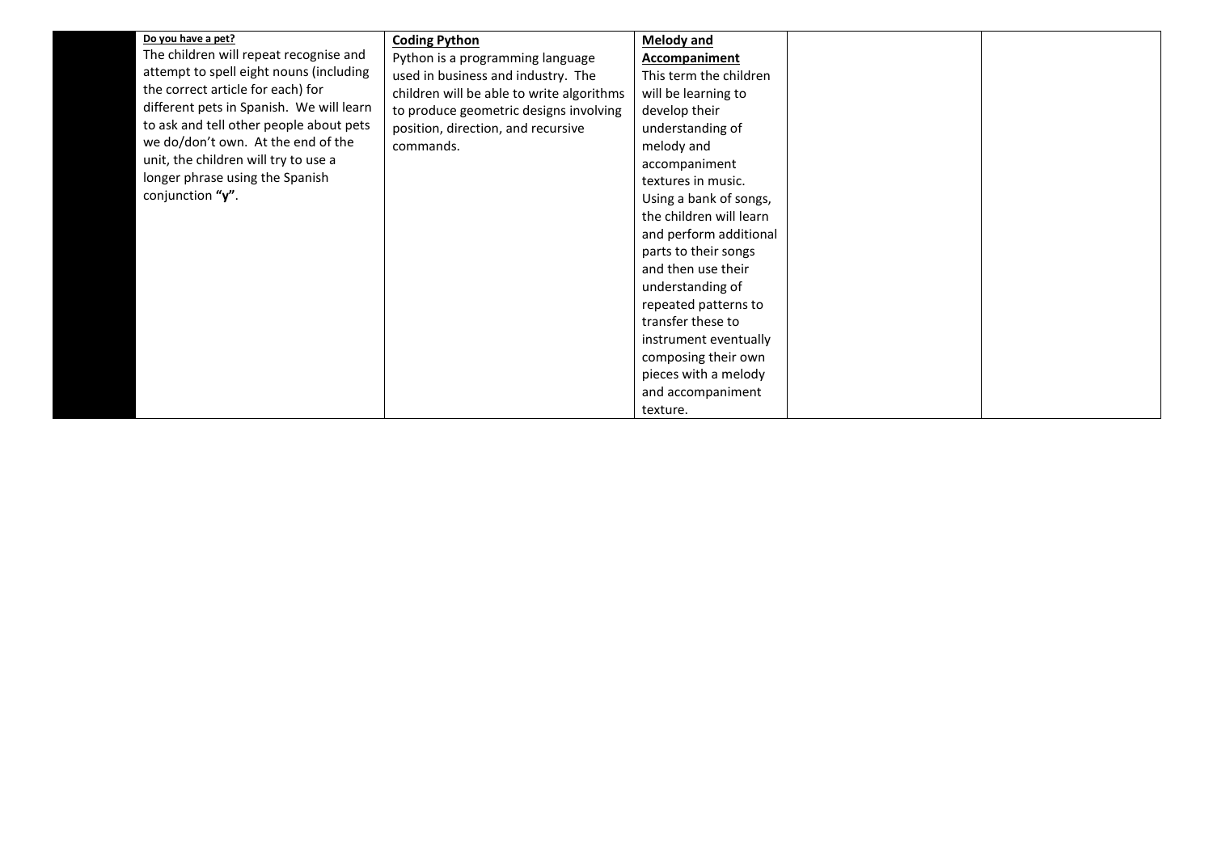| | | | | | |
|---|---|---|---|---|---|
| | **Do you have a pet?**<br>The children will repeat recognise and attempt to spell eight nouns (including the correct article for each) for different pets in Spanish. We will learn to ask and tell other people about pets we do/don't own. At the end of the unit, the children will try to use a longer phrase using the Spanish conjunction **"y"**. | **Coding Python**<br>Python is a programming language used in business and industry. The children will be able to write algorithms to produce geometric designs involving position, direction, and recursive commands. | **Melody and Accompaniment**<br>This term the children will be learning to develop their understanding of melody and accompaniment textures in music. Using a bank of songs, the children will learn and perform additional parts to their songs and then use their understanding of repeated patterns to transfer these to instrument eventually composing their own pieces with a melody and accompaniment texture. | | |